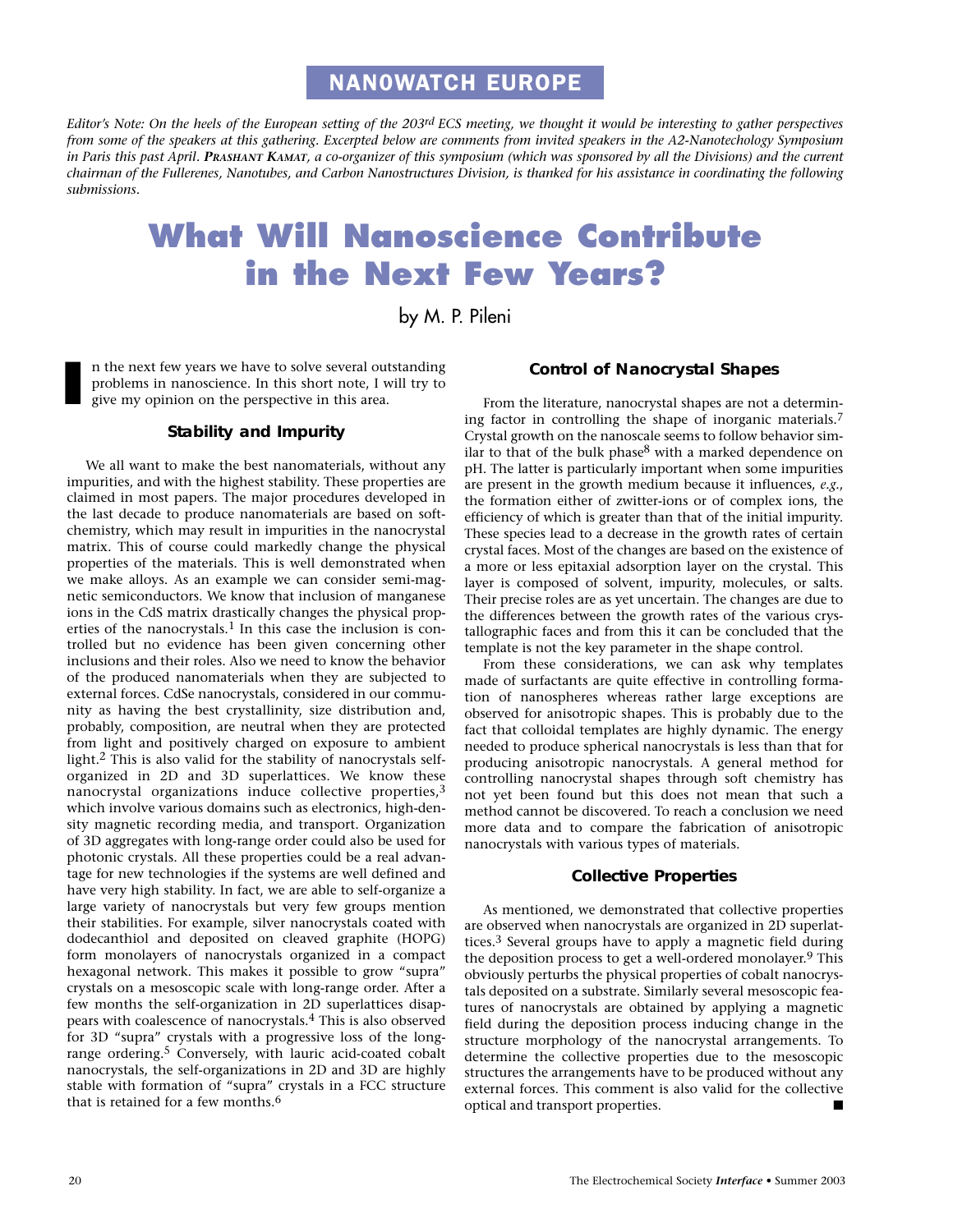NANOWATCH EUROPE

*Editor's Note: On the heels of the European setting of the 203rd ECS meeting, we thought it would be interesting to gather perspectives from some of the speakers at this gathering. Excerpted below are comments from invited speakers in the A2-Nanotechology Symposium in Paris this past April. **Prashant Kamat**, a co-organizer of this symposium (which was sponsored by all the Divisions) and the current chairman of the Fullerenes, Nanotubes, and Carbon Nanostructures Division, is thanked for his assistance in coordinating the following submissions.*

# What Will Nanoscience Contribute in the Next Few Years?

by M. P. Pileni

In the next few years we have to solve several outstanding problems in nanoscience. In this short note, I will try to give my opinion on the perspective in this area.

### Stability and Impurity

We all want to make the best nanomaterials, without any impurities, and with the highest stability. These properties are claimed in most papers. The major procedures developed in the last decade to produce nanomaterials are based on soft-chemistry, which may result in impurities in the nanocrystal matrix. This of course could markedly change the physical properties of the materials. This is well demonstrated when we make alloys. As an example we can consider semi-magnetic semiconductors. We know that inclusion of manganese ions in the CdS matrix drastically changes the physical properties of the nanocrystals.[1] In this case the inclusion is controlled but no evidence has been given concerning other inclusions and their roles. Also we need to know the behavior of the produced nanomaterials when they are subjected to external forces. CdSe nanocrystals, considered in our community as having the best crystallinity, size distribution and, probably, composition, are neutral when they are protected from light and positively charged on exposure to ambient light.[2] This is also valid for the stability of nanocrystals self-organized in 2D and 3D superlattices. We know these nanocrystal organizations induce collective properties,[3] which involve various domains such as electronics, high-density magnetic recording media, and transport. Organization of 3D aggregates with long-range order could also be used for photonic crystals. All these properties could be a real advantage for new technologies if the systems are well defined and have very high stability. In fact, we are able to self-organize a large variety of nanocrystals but very few groups mention their stabilities. For example, silver nanocrystals coated with dodecanthiol and deposited on cleaved graphite (HOPG) form monolayers of nanocrystals organized in a compact hexagonal network. This makes it possible to grow "supra" crystals on a mesoscopic scale with long-range order. After a few months the self-organization in 2D superlattices disappears with coalescence of nanocrystals.[4] This is also observed for 3D "supra" crystals with a progressive loss of the long-range ordering.[5] Conversely, with lauric acid-coated cobalt nanocrystals, the self-organizations in 2D and 3D are highly stable with formation of "supra" crystals in a FCC structure that is retained for a few months.[6]

### Control of Nanocrystal Shapes

From the literature, nanocrystal shapes are not a determining factor in controlling the shape of inorganic materials.[7] Crystal growth on the nanoscale seems to follow behavior similar to that of the bulk phase[8] with a marked dependence on pH. The latter is particularly important when some impurities are present in the growth medium because it influences, *e.g.*, the formation either of zwitter-ions or of complex ions, the efficiency of which is greater than that of the initial impurity. These species lead to a decrease in the growth rates of certain crystal faces. Most of the changes are based on the existence of a more or less epitaxial adsorption layer on the crystal. This layer is composed of solvent, impurity, molecules, or salts. Their precise roles are as yet uncertain. The changes are due to the differences between the growth rates of the various crystallographic faces and from this it can be concluded that the template is not the key parameter in the shape control.

From these considerations, we can ask why templates made of surfactants are quite effective in controlling formation of nanospheres whereas rather large exceptions are observed for anisotropic shapes. This is probably due to the fact that colloidal templates are highly dynamic. The energy needed to produce spherical nanocrystals is less than that for producing anisotropic nanocrystals. A general method for controlling nanocrystal shapes through soft chemistry has not yet been found but this does not mean that such a method cannot be discovered. To reach a conclusion we need more data and to compare the fabrication of anisotropic nanocrystals with various types of materials.

### Collective Properties

As mentioned, we demonstrated that collective properties are observed when nanocrystals are organized in 2D superlattices.[3] Several groups have to apply a magnetic field during the deposition process to get a well-ordered monolayer.[9] This obviously perturbs the physical properties of cobalt nanocrystals deposited on a substrate. Similarly several mesoscopic features of nanocrystals are obtained by applying a magnetic field during the deposition process inducing change in the structure morphology of the nanocrystal arrangements. To determine the collective properties due to the mesoscopic structures the arrangements have to be produced without any external forces. This comment is also valid for the collective optical and transport properties. ■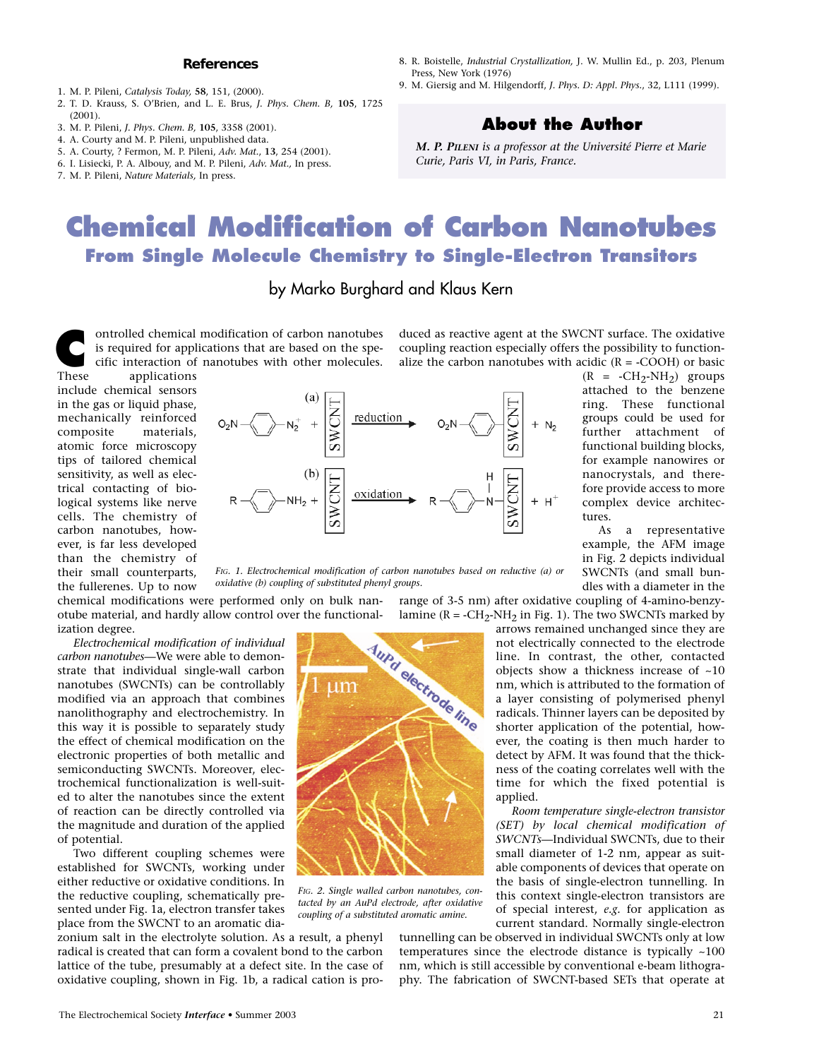## References

1. M. P. Pileni, *Catalysis Today,* **58**, 151, (2000).
2. T. D. Krauss, S. O'Brien, and L. E. Brus, *J. Phys. Chem. B,* **105**, 1725 (2001).
3. M. P. Pileni, *J. Phys. Chem. B,* **105**, 3358 (2001).
4. A. Courty and M. P. Pileni, unpublished data.
5. A. Courty, ? Fermon, M. P. Pileni, *Adv. Mat.*, **13**, 254 (2001).
6. I. Lisiecki, P. A. Albouy, and M. P. Pileni, *Adv. Mat.,* In press.
7. M. P. Pileni, *Nature Materials,* In press.
8. R. Boistelle, *Industrial Crystallization,* J. W. Mullin Ed., p. 203, Plenum Press, New York (1976)
9. M. Giersig and M. Hilgendorff, *J. Phys. D: Appl. Phys.*, 32, L111 (1999).

## About the Author

***M. P. Pileni*** *is a professor at the Université Pierre et Marie Curie, Paris VI, in Paris, France.*

# Chemical Modification of Carbon Nanotubes

## From Single Molecule Chemistry to Single-Electron Transitors

by Marko Burghard and Klaus Kern

Controlled chemical modification of carbon nanotubes is required for applications that are based on the specific interaction of nanotubes with other molecules. These applications include chemical sensors in the gas or liquid phase, mechanically reinforced composite materials, atomic force microscopy tips of tailored chemical sensitivity, as well as electrical contacting of biological systems like nerve cells. The chemistry of carbon nanotubes, however, is far less developed than the chemistry of their small counterparts, the fullerenes. Up to now chemical modifications were performed only on bulk nanotube material, and hardly allow control over the functionalization degree.

*Electrochemical modification of individual carbon nanotubes*—We were able to demonstrate that individual single-wall carbon nanotubes (SWCNTs) can be controllably modified via an approach that combines nanolithography and electrochemistry. In this way it is possible to separately study the effect of chemical modification on the electronic properties of both metallic and semiconducting SWCNTs. Moreover, electrochemical functionalization is well-suited to alter the nanotubes since the extent of reaction can be directly controlled via the magnitude and duration of the applied of potential.

Two different coupling schemes were established for SWCNTs, working under either reductive or oxidative conditions. In the reductive coupling, schematically presented under Fig. 1a, electron transfer takes place from the SWCNT to an aromatic diazonium salt in the electrolyte solution. As a result, a phenyl radical is created that can form a covalent bond to the carbon lattice of the tube, presumably at a defect site. In the case of oxidative coupling, shown in Fig. 1b, a radical cation is produced as reactive agent at the SWCNT surface. The oxidative coupling reaction especially offers the possibility to functionalize the carbon nanotubes with acidic (R = -COOH) or basic (R = $-CH_2-NH_2$) groups attached to the benzene ring. These functional groups could be used for further attachment of functional building blocks, for example nanowires or nanocrystals, and therefore provide access to more complex device architectures.

*Fig. 1. Electrochemical modification of carbon nanotubes based on reductive (a) or oxidative (b) coupling of substituted phenyl groups.*

As a representative example, the AFM image in Fig. 2 depicts individual SWCNTs (and small bundles with a diameter in the range of 3-5 nm) after oxidative coupling of 4-amino-benzylamine (R = $-CH_2-NH_2$ in Fig. 1). The two SWCNTs marked by arrows remained unchanged since they are not electrically connected to the electrode line. In contrast, the other, contacted objects show a thickness increase of ~10 nm, which is attributed to the formation of a layer consisting of polymerised phenyl radicals. Thinner layers can be deposited by shorter application of the potential, however, the coating is then much harder to detect by AFM. It was found that the thickness of the coating correlates well with the time for which the fixed potential is applied.

*Fig. 2. Single walled carbon nanotubes, contacted by an AuPd electrode, after oxidative coupling of a substituted aromatic amine.*

*Room temperature single-electron transistor (SET) by local chemical modification of SWCNTs*—Individual SWCNTs, due to their small diameter of 1-2 nm, appear as suitable components of devices that operate on the basis of single-electron tunnelling. In this context single-electron transistors are of special interest, *e.g.* for application as current standard. Normally single-electron tunnelling can be observed in individual SWCNTs only at low temperatures since the electrode distance is typically ~100 nm, which is still accessible by conventional e-beam lithography. The fabrication of SWCNT-based SETs that operate at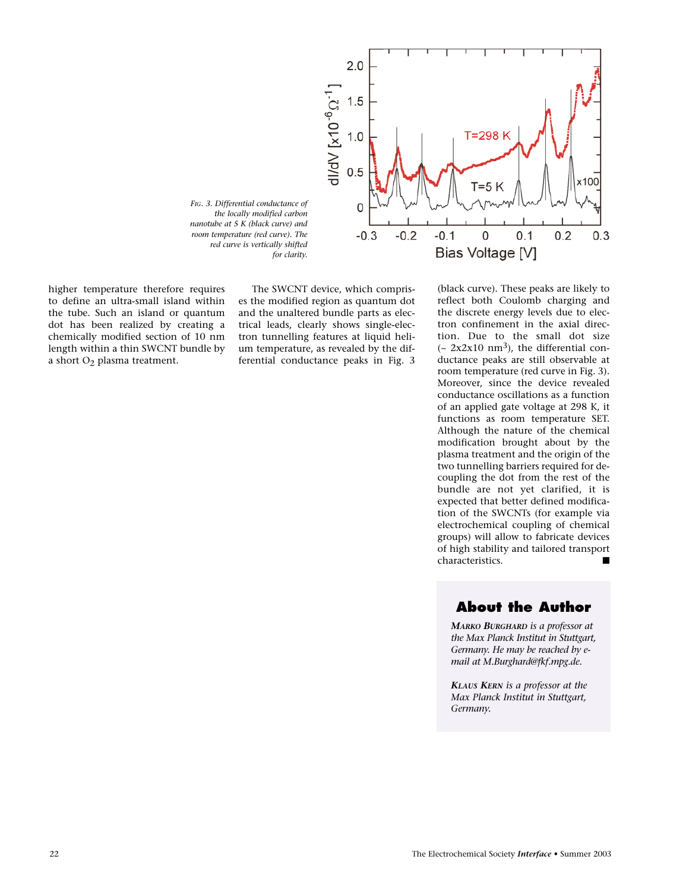dI/dV [x10$^{-6}$Ω$^{-1}$]

2.0
1.5
1.0
0.5
0

T=298 K
T=5 K
x100

-0.3 -0.2 -0.1 0 0.1 0.2 0.3

Bias Voltage [V]

*Fig. 3. Differential conductance of the locally modified carbon nanotube at 5 K (black curve) and room temperature (red curve). The red curve is vertically shifted for clarity.*

higher temperature therefore requires to define an ultra-small island within the tube. Such an island or quantum dot has been realized by creating a chemically modified section of 10 nm length within a thin SWCNT bundle by a short $O_2$ plasma treatment.

The SWCNT device, which comprises the modified region as quantum dot and the unaltered bundle parts as electrical leads, clearly shows single-electron tunnelling features at liquid helium temperature, as revealed by the differential conductance peaks in Fig. 3 (black curve). These peaks are likely to reflect both Coulomb charging and the discrete energy levels due to electron confinement in the axial direction. Due to the small dot size (~ 2x2x10 nm$^3$), the differential conductance peaks are still observable at room temperature (red curve in Fig. 3). Moreover, since the device revealed conductance oscillations as a function of an applied gate voltage at 298 K, it functions as room temperature SET. Although the nature of the chemical modification brought about by the plasma treatment and the origin of the two tunnelling barriers required for decoupling the dot from the rest of the bundle are not yet clarified, it is expected that better defined modification of the SWCNTs (for example via electrochemical coupling of chemical groups) will allow to fabricate devices of high stability and tailored transport characteristics. ■

## About the Author

***Marko Burghard** is a professor at the Max Planck Institut in Stuttgart, Germany. He may be reached by e-mail at M.Burghard@fkf.mpg.de.*

***Klaus Kern** is a professor at the Max Planck Institut in Stuttgart, Germany.*